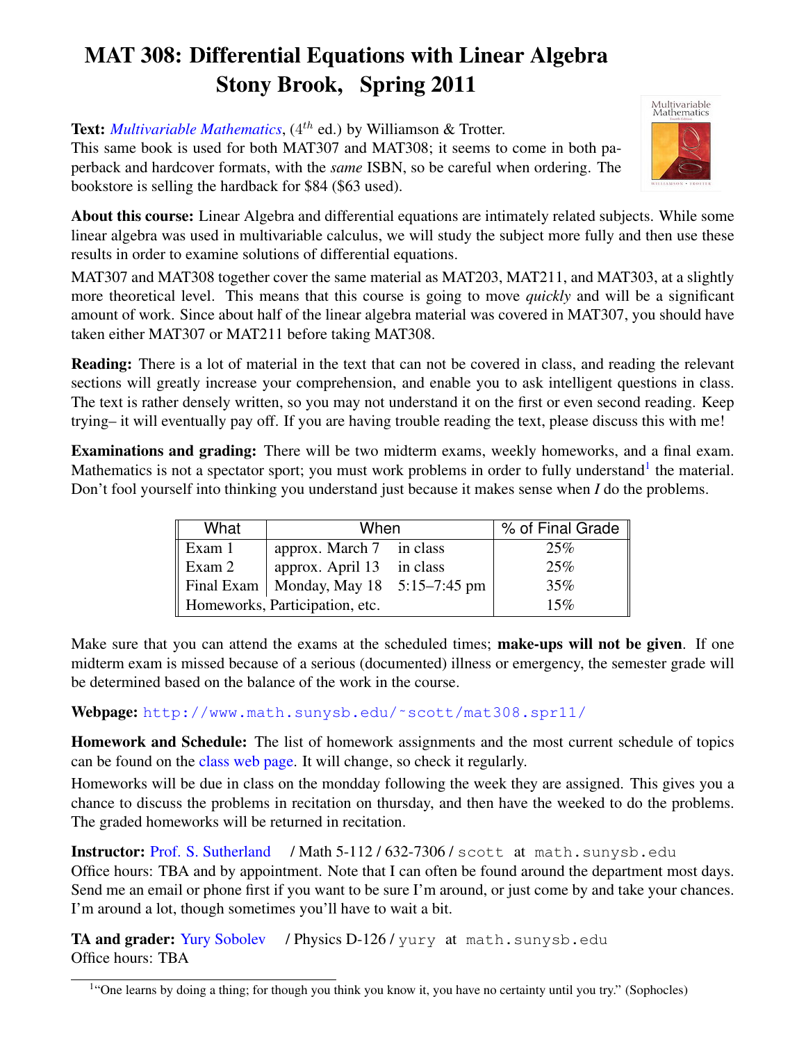# MAT 308: Differential Equations with Linear Algebra
# Stony Brook, Spring 2011

**Text:** *Multivariable Mathematics*, ($4^{th}$ ed.) by Williamson & Trotter.
This same book is used for both MAT307 and MAT308; it seems to come in both paperback and hardcover formats, with the *same* ISBN, so be careful when ordering. The bookstore is selling the hardback for $84 ($63 used).

**About this course:** Linear Algebra and differential equations are intimately related subjects. While some linear algebra was used in multivariable calculus, we will study the subject more fully and then use these results in order to examine solutions of differential equations.

MAT307 and MAT308 together cover the same material as MAT203, MAT211, and MAT303, at a slightly more theoretical level. This means that this course is going to move *quickly* and will be a significant amount of work. Since about half of the linear algebra material was covered in MAT307, you should have taken either MAT307 or MAT211 before taking MAT308.

**Reading:** There is a lot of material in the text that can not be covered in class, and reading the relevant sections will greatly increase your comprehension, and enable you to ask intelligent questions in class. The text is rather densely written, so you may not understand it on the first or even second reading. Keep trying– it will eventually pay off. If you are having trouble reading the text, please discuss this with me!

**Examinations and grading:** There will be two midterm exams, weekly homeworks, and a final exam. Mathematics is not a spectator sport; you must work problems in order to fully understand[1] the material. Don't fool yourself into thinking you understand just because it makes sense when *I* do the problems.

| What | When | | % of Final Grade |
|---|---|---|---|
| Exam 1 | approx. March 7 | in class | 25% |
| Exam 2 | approx. April 13 | in class | 25% |
| Final Exam | Monday, May 18 | 5:15–7:45 pm | 35% |
| Homeworks, Participation, etc. | | | 15% |

Make sure that you can attend the exams at the scheduled times; **make-ups will not be given**. If one midterm exam is missed because of a serious (documented) illness or emergency, the semester grade will be determined based on the balance of the work in the course.

**Webpage:** http://www.math.sunysb.edu/~scott/mat308.spr11/

**Homework and Schedule:** The list of homework assignments and the most current schedule of topics can be found on the class web page. It will change, so check it regularly.

Homeworks will be due in class on the mondday following the week they are assigned. This gives you a chance to discuss the problems in recitation on thursday, and then have the weeked to do the problems. The graded homeworks will be returned in recitation.

**Instructor:** Prof. S. Sutherland / Math 5-112 / 632-7306 / scott at math.sunysb.edu
Office hours: TBA and by appointment. Note that I can often be found around the department most days. Send me an email or phone first if you want to be sure I'm around, or just come by and take your chances. I'm around a lot, though sometimes you'll have to wait a bit.

**TA and grader:** Yury Sobolev / Physics D-126 / yury at math.sunysb.edu
Office hours: TBA

[1] "One learns by doing a thing; for though you think you know it, you have no certainty until you try." (Sophocles)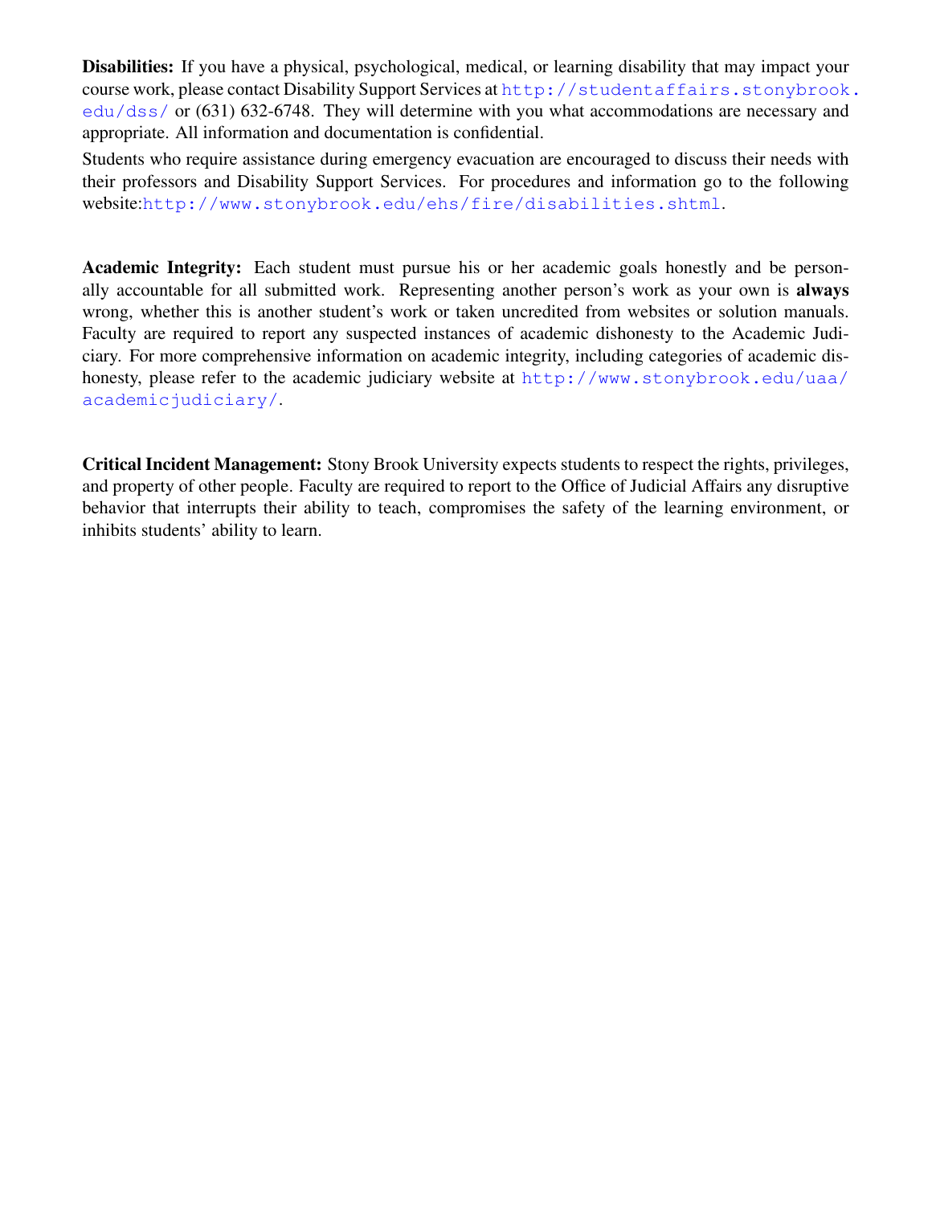**Disabilities:** If you have a physical, psychological, medical, or learning disability that may impact your course work, please contact Disability Support Services at http://studentaffairs.stonybrook.edu/dss/ or (631) 632-6748. They will determine with you what accommodations are necessary and appropriate. All information and documentation is confidential.

Students who require assistance during emergency evacuation are encouraged to discuss their needs with their professors and Disability Support Services. For procedures and information go to the following website:http://www.stonybrook.edu/ehs/fire/disabilities.shtml.

**Academic Integrity:** Each student must pursue his or her academic goals honestly and be personally accountable for all submitted work. Representing another person's work as your own is **always** wrong, whether this is another student's work or taken uncredited from websites or solution manuals. Faculty are required to report any suspected instances of academic dishonesty to the Academic Judiciary. For more comprehensive information on academic integrity, including categories of academic dishonesty, please refer to the academic judiciary website at http://www.stonybrook.edu/uaa/academicjudiciary/.

**Critical Incident Management:** Stony Brook University expects students to respect the rights, privileges, and property of other people. Faculty are required to report to the Office of Judicial Affairs any disruptive behavior that interrupts their ability to teach, compromises the safety of the learning environment, or inhibits students' ability to learn.